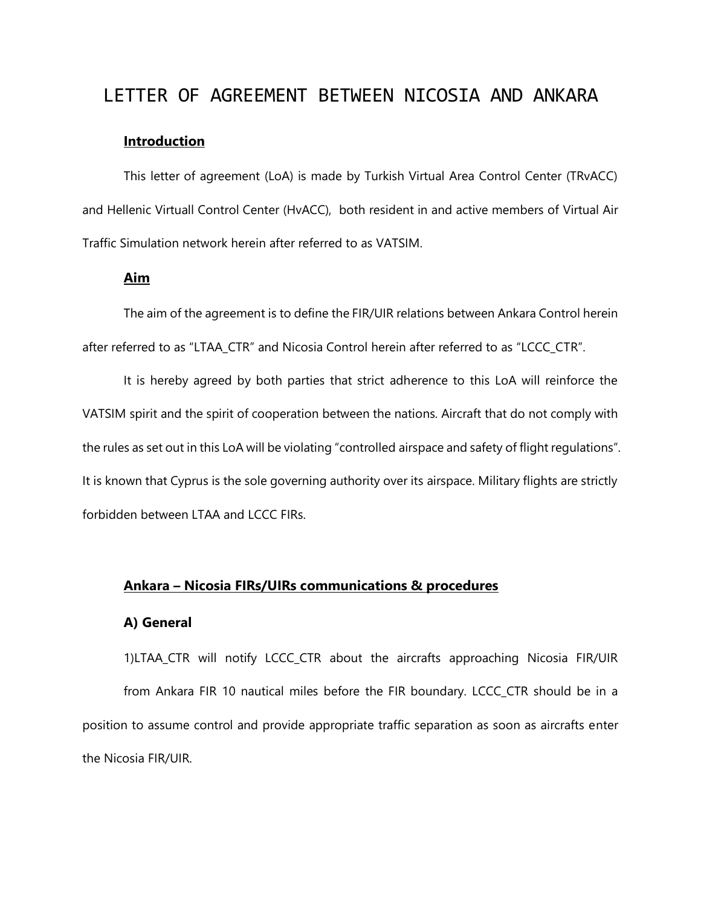# LETTER OF AGREEMENT BETWEEN NICOSIA AND ANKARA

## Introduction

This letter of agreement (LoA) is made by Turkish Virtual Area Control Center (TRvACC) and Hellenic Virtuall Control Center (HvACC), both resident in and active members of Virtual Air Traffic Simulation network herein after referred to as VATSIM.

## Aim

The aim of the agreement is to define the FIR/UIR relations between Ankara Control herein after referred to as "LTAA_CTR" and Nicosia Control herein after referred to as "LCCC_CTR".

It is hereby agreed by both parties that strict adherence to this LoA will reinforce the VATSIM spirit and the spirit of cooperation between the nations. Aircraft that do not comply with the rules as set out in this LoA will be violating "controlled airspace and safety of flight regulations". It is known that Cyprus is the sole governing authority over its airspace. Military flights are strictly forbidden between LTAA and LCCC FIRs.

## Ankara – Nicosia FIRs/UIRs communications & procedures

### A) General

1)LTAA_CTR will notify LCCC_CTR about the aircrafts approaching Nicosia FIR/UIR from Ankara FIR 10 nautical miles before the FIR boundary. LCCC_CTR should be in a position to assume control and provide appropriate traffic separation as soon as aircrafts enter the Nicosia FIR/UIR.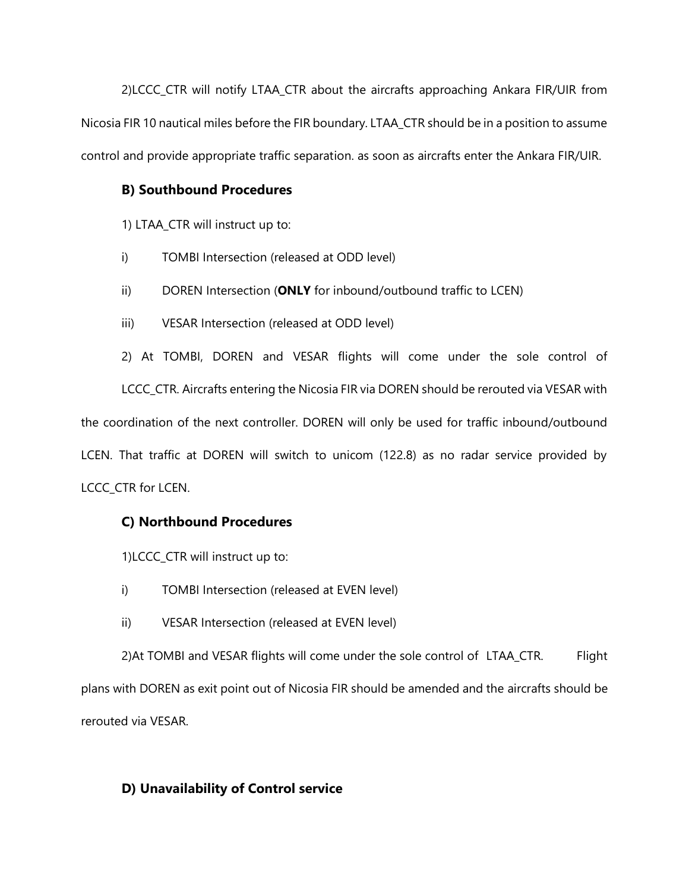2)LCCC_CTR will notify LTAA_CTR about the aircrafts approaching Ankara FIR/UIR from Nicosia FIR 10 nautical miles before the FIR boundary. LTAA_CTR should be in a position to assume control and provide appropriate traffic separation. as soon as aircrafts enter the Ankara FIR/UIR.

### B) Southbound Procedures

1) LTAA_CTR will instruct up to:

i) TOMBI Intersection (released at ODD level)

ii) DOREN Intersection (**ONLY** for inbound/outbound traffic to LCEN)

iii) VESAR Intersection (released at ODD level)

2) At TOMBI, DOREN and VESAR flights will come under the sole control of LCCC_CTR. Aircrafts entering the Nicosia FIR via DOREN should be rerouted via VESAR with the coordination of the next controller. DOREN will only be used for traffic inbound/outbound LCEN. That traffic at DOREN will switch to unicom (122.8) as no radar service provided by LCCC_CTR for LCEN.

### C) Northbound Procedures

1)LCCC_CTR will instruct up to:

i) TOMBI Intersection (released at EVEN level)

ii) VESAR Intersection (released at EVEN level)

2)At TOMBI and VESAR flights will come under the sole control of LTAA_CTR. Flight plans with DOREN as exit point out of Nicosia FIR should be amended and the aircrafts should be rerouted via VESAR.

### D) Unavailability of Control service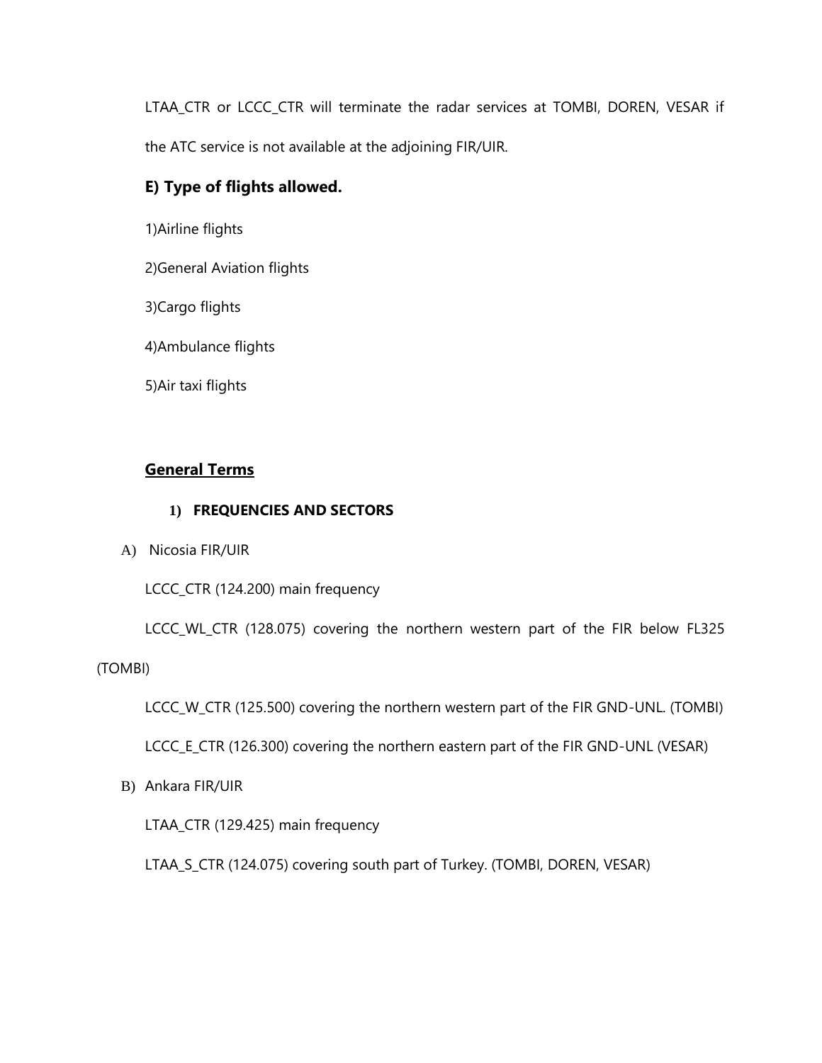LTAA_CTR or LCCC_CTR will terminate the radar services at TOMBI, DOREN, VESAR if the ATC service is not available at the adjoining FIR/UIR.

### E) Type of flights allowed.

1)Airline flights

2)General Aviation flights

3)Cargo flights

4)Ambulance flights

5)Air taxi flights

## General Terms

### 1) FREQUENCIES AND SECTORS

A) Nicosia FIR/UIR

LCCC_CTR (124.200) main frequency

LCCC_WL_CTR (128.075) covering the northern western part of the FIR below FL325 (TOMBI)

LCCC_W_CTR (125.500) covering the northern western part of the FIR GND-UNL. (TOMBI)

LCCC_E_CTR (126.300) covering the northern eastern part of the FIR GND-UNL (VESAR)

B) Ankara FIR/UIR

LTAA_CTR (129.425) main frequency

LTAA_S_CTR (124.075) covering south part of Turkey. (TOMBI, DOREN, VESAR)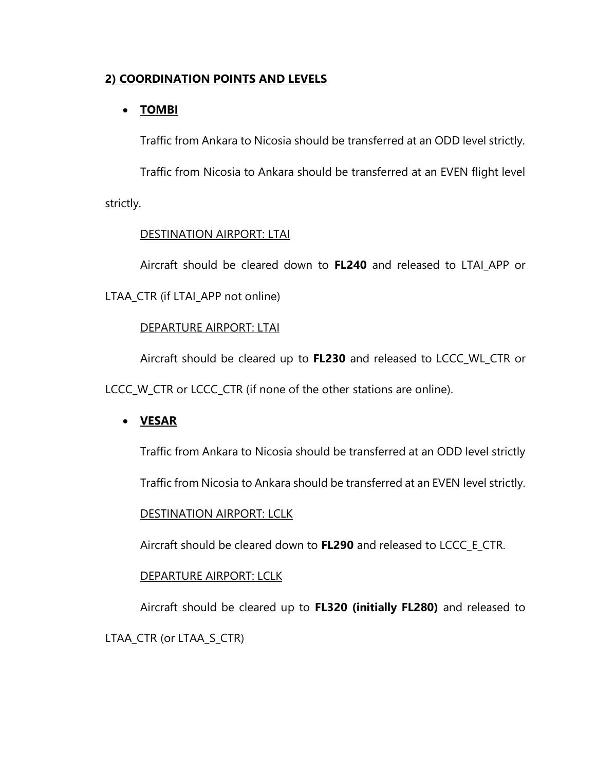## 2) COORDINATION POINTS AND LEVELS

- **TOMBI**

Traffic from Ankara to Nicosia should be transferred at an ODD level strictly.

Traffic from Nicosia to Ankara should be transferred at an EVEN flight level strictly.

DESTINATION AIRPORT: LTAI

Aircraft should be cleared down to **FL240** and released to LTAI_APP or LTAA_CTR (if LTAI_APP not online)

DEPARTURE AIRPORT: LTAI

Aircraft should be cleared up to **FL230** and released to LCCC_WL_CTR or LCCC_W_CTR or LCCC_CTR (if none of the other stations are online).

- **VESAR**

Traffic from Ankara to Nicosia should be transferred at an ODD level strictly

Traffic from Nicosia to Ankara should be transferred at an EVEN level strictly.

DESTINATION AIRPORT: LCLK

Aircraft should be cleared down to **FL290** and released to LCCC_E_CTR.

DEPARTURE AIRPORT: LCLK

Aircraft should be cleared up to **FL320 (initially FL280)** and released to LTAA_CTR (or LTAA_S_CTR)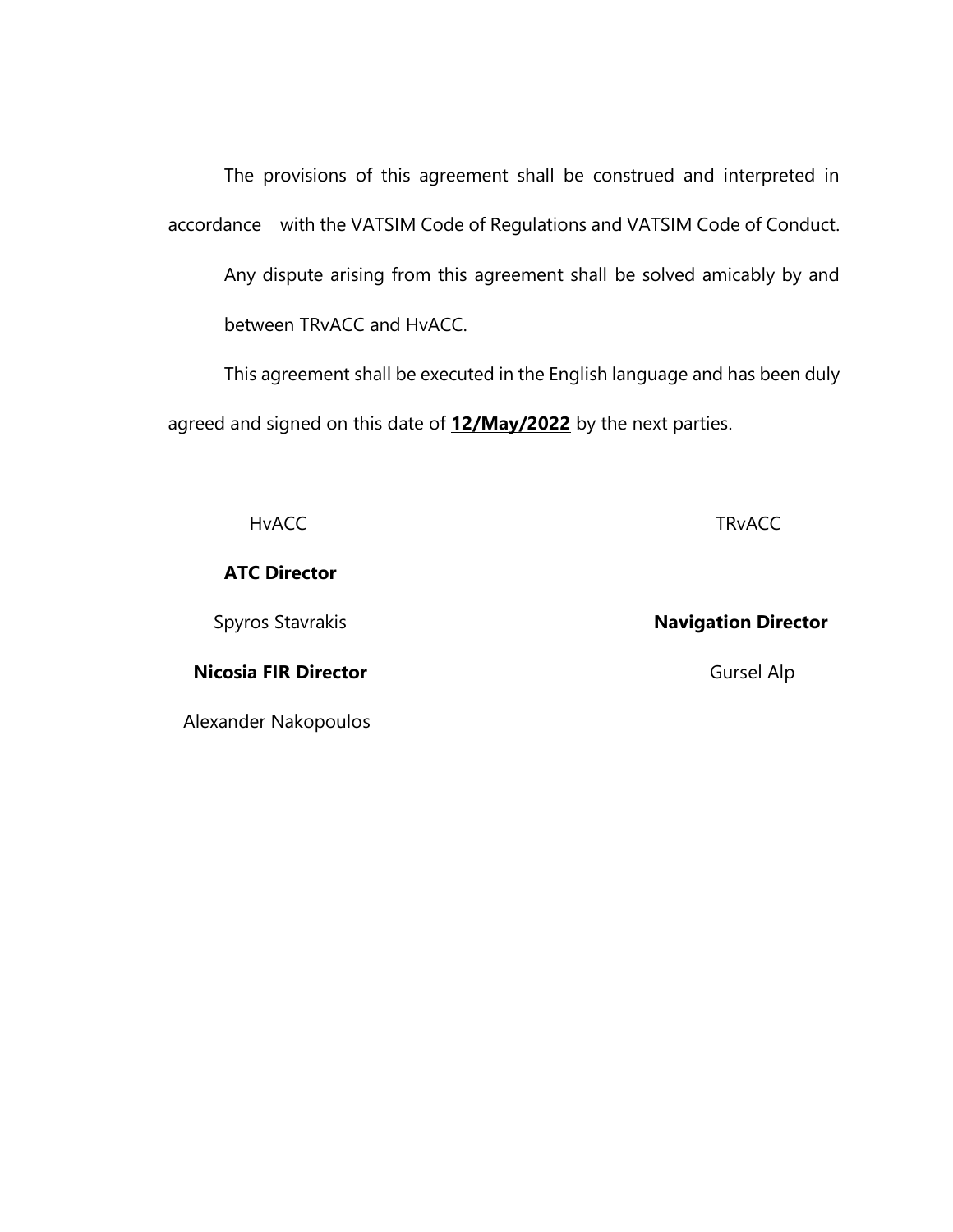The provisions of this agreement shall be construed and interpreted in accordance with the VATSIM Code of Regulations and VATSIM Code of Conduct.

Any dispute arising from this agreement shall be solved amicably by and between TRvACC and HvACC.

This agreement shall be executed in the English language and has been duly agreed and signed on this date of **12/May/2022** by the next parties.

| | |
|---|---|
| HvACC | TRvACC |
| **ATC Director** | |
| Spyros Stavrakis | **Navigation Director** |
| **Nicosia FIR Director** | Gursel Alp |
| Alexander Nakopoulos | |